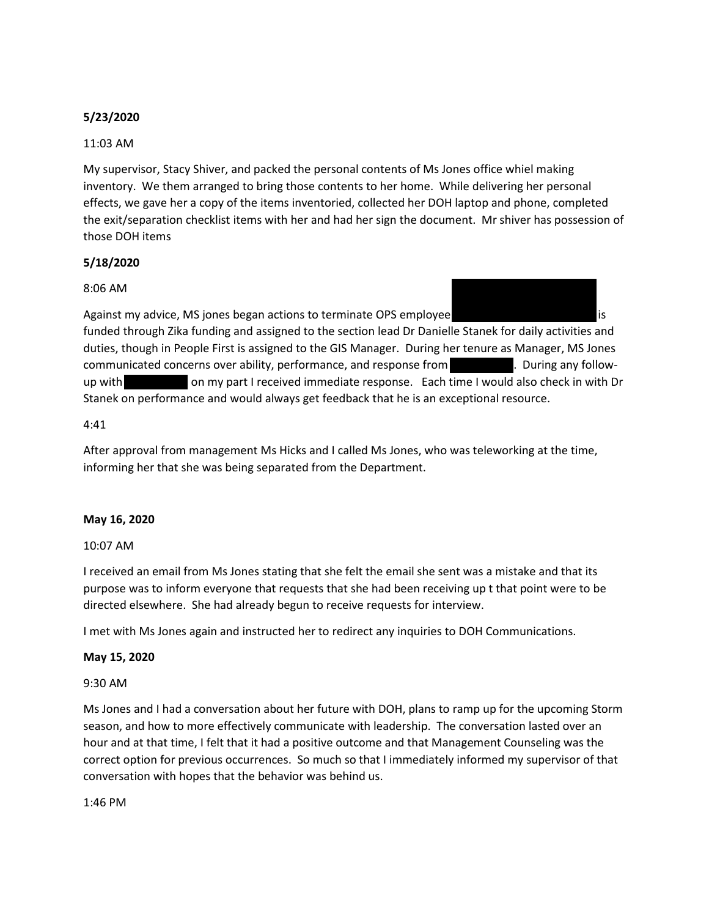**5/23/2020**

11:03 AM

My supervisor, Stacy Shiver, and packed the personal contents of Ms Jones office whiel making inventory. We them arranged to bring those contents to her home. While delivering her personal effects, we gave her a copy of the items inventoried, collected her DOH laptop and phone, completed the exit/separation checklist items with her and had her sign the document. Mr shiver has possession of those DOH items

**5/18/2020**

8:06 AM

Against my advice, MS jones began actions to terminate OPS employee [REDACTED] is funded through Zika funding and assigned to the section lead Dr Danielle Stanek for daily activities and duties, though in People First is assigned to the GIS Manager. During her tenure as Manager, MS Jones communicated concerns over ability, performance, and response from [REDACTED]. During any follow-up with [REDACTED] on my part I received immediate response. Each time I would also check in with Dr Stanek on performance and would always get feedback that he is an exceptional resource.

4:41

After approval from management Ms Hicks and I called Ms Jones, who was teleworking at the time, informing her that she was being separated from the Department.

**May 16, 2020**

10:07 AM

I received an email from Ms Jones stating that she felt the email she sent was a mistake and that its purpose was to inform everyone that requests that she had been receiving up t that point were to be directed elsewhere. She had already begun to receive requests for interview.

I met with Ms Jones again and instructed her to redirect any inquiries to DOH Communications.

**May 15, 2020**

9:30 AM

Ms Jones and I had a conversation about her future with DOH, plans to ramp up for the upcoming Storm season, and how to more effectively communicate with leadership. The conversation lasted over an hour and at that time, I felt that it had a positive outcome and that Management Counseling was the correct option for previous occurrences. So much so that I immediately informed my supervisor of that conversation with hopes that the behavior was behind us.

1:46 PM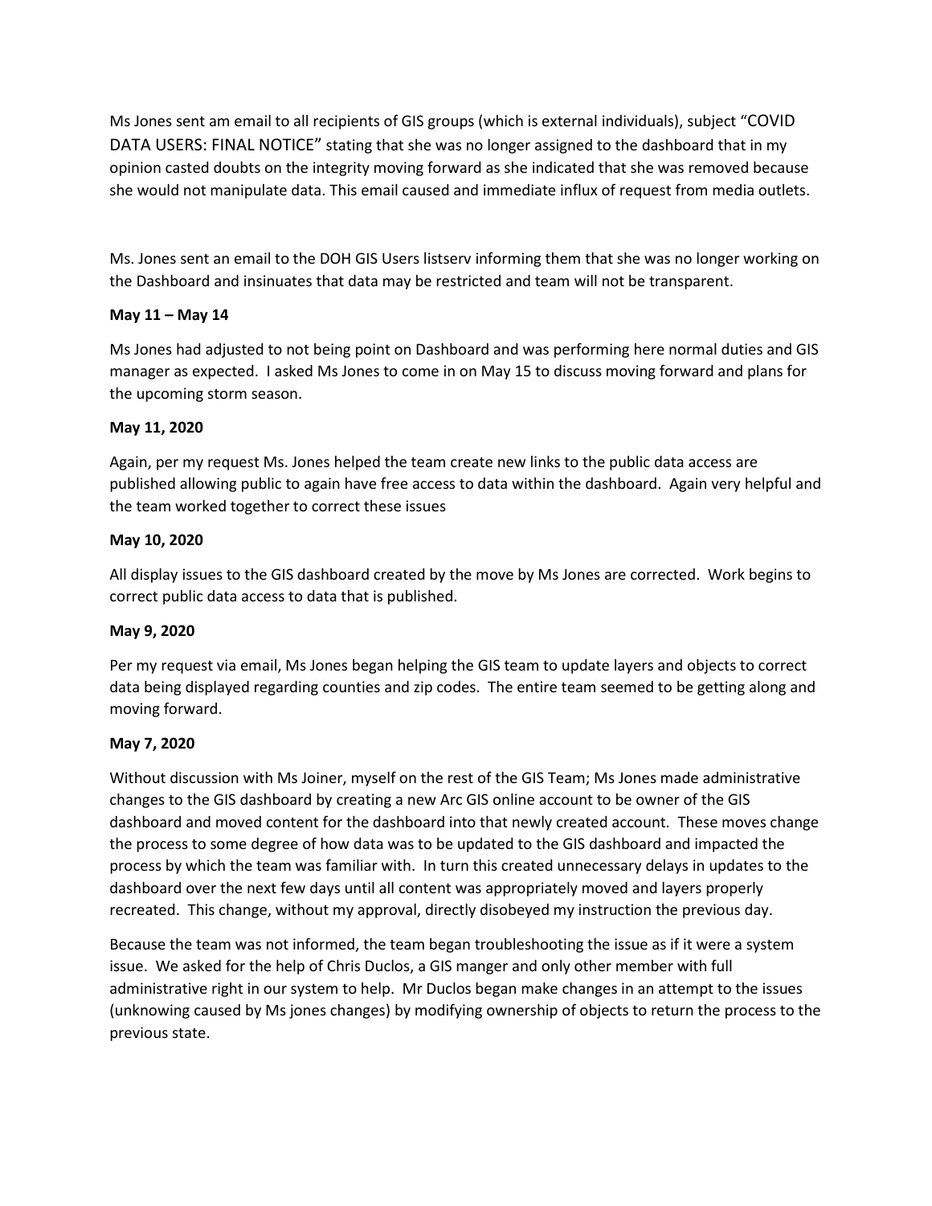Ms Jones sent am email to all recipients of GIS groups (which is external individuals), subject "COVID DATA USERS: FINAL NOTICE" stating that she was no longer assigned to the dashboard that in my opinion casted doubts on the integrity moving forward as she indicated that she was removed because she would not manipulate data. This email caused and immediate influx of request from media outlets.

Ms. Jones sent an email to the DOH GIS Users listserv informing them that she was no longer working on the Dashboard and insinuates that data may be restricted and team will not be transparent.

**May 11 – May 14**

Ms Jones had adjusted to not being point on Dashboard and was performing here normal duties and GIS manager as expected. I asked Ms Jones to come in on May 15 to discuss moving forward and plans for the upcoming storm season.

**May 11, 2020**

Again, per my request Ms. Jones helped the team create new links to the public data access are published allowing public to again have free access to data within the dashboard. Again very helpful and the team worked together to correct these issues

**May 10, 2020**

All display issues to the GIS dashboard created by the move by Ms Jones are corrected. Work begins to correct public data access to data that is published.

**May 9, 2020**

Per my request via email, Ms Jones began helping the GIS team to update layers and objects to correct data being displayed regarding counties and zip codes. The entire team seemed to be getting along and moving forward.

**May 7, 2020**

Without discussion with Ms Joiner, myself on the rest of the GIS Team; Ms Jones made administrative changes to the GIS dashboard by creating a new Arc GIS online account to be owner of the GIS dashboard and moved content for the dashboard into that newly created account. These moves change the process to some degree of how data was to be updated to the GIS dashboard and impacted the process by which the team was familiar with. In turn this created unnecessary delays in updates to the dashboard over the next few days until all content was appropriately moved and layers properly recreated. This change, without my approval, directly disobeyed my instruction the previous day.

Because the team was not informed, the team began troubleshooting the issue as if it were a system issue. We asked for the help of Chris Duclos, a GIS manger and only other member with full administrative right in our system to help. Mr Duclos began make changes in an attempt to the issues (unknowing caused by Ms jones changes) by modifying ownership of objects to return the process to the previous state.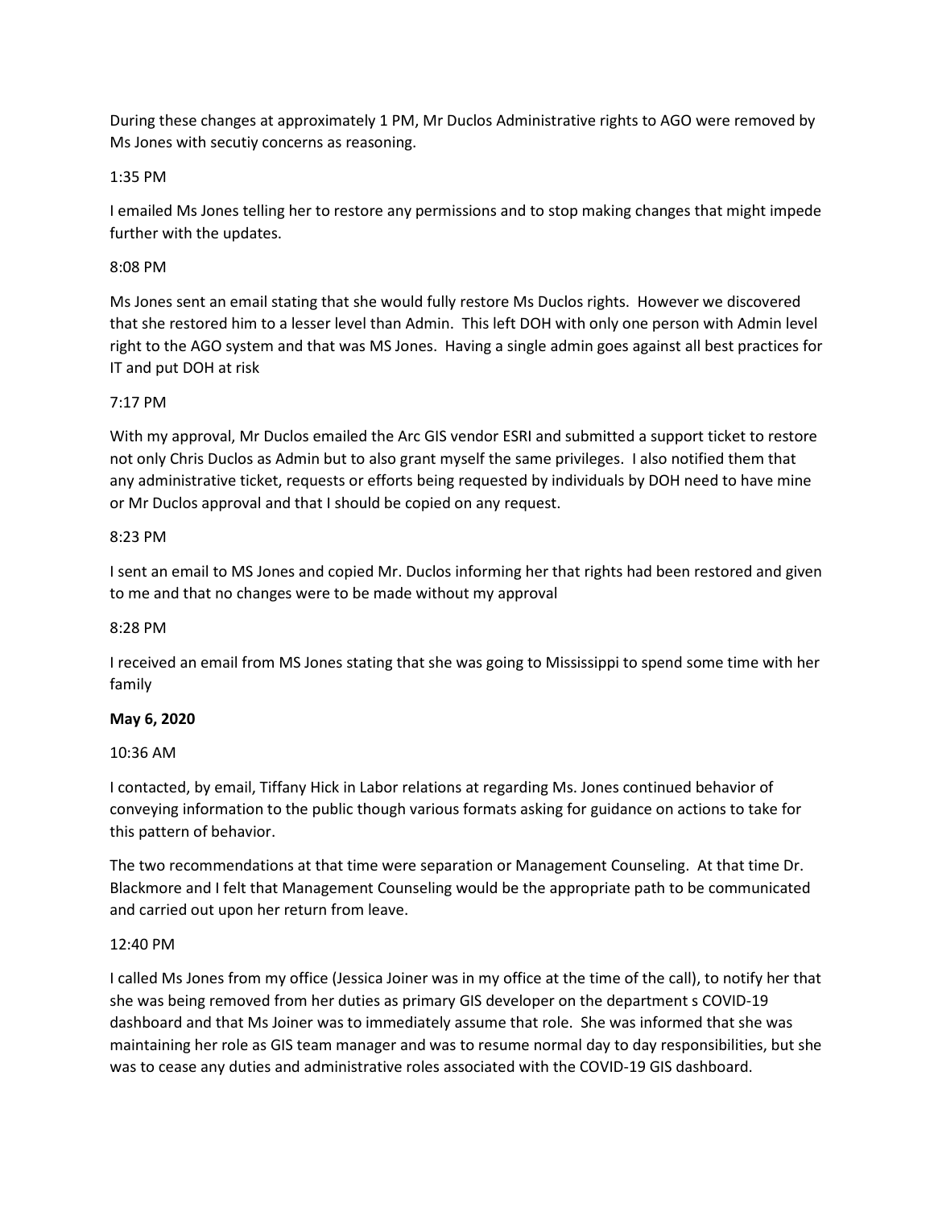During these changes at approximately 1 PM, Mr Duclos Administrative rights to AGO were removed by Ms Jones with secutiy concerns as reasoning.

1:35 PM

I emailed Ms Jones telling her to restore any permissions and to stop making changes that might impede further with the updates.

8:08 PM

Ms Jones sent an email stating that she would fully restore Ms Duclos rights. However we discovered that she restored him to a lesser level than Admin. This left DOH with only one person with Admin level right to the AGO system and that was MS Jones. Having a single admin goes against all best practices for IT and put DOH at risk

7:17 PM

With my approval, Mr Duclos emailed the Arc GIS vendor ESRI and submitted a support ticket to restore not only Chris Duclos as Admin but to also grant myself the same privileges. I also notified them that any administrative ticket, requests or efforts being requested by individuals by DOH need to have mine or Mr Duclos approval and that I should be copied on any request.

8:23 PM

I sent an email to MS Jones and copied Mr. Duclos informing her that rights had been restored and given to me and that no changes were to be made without my approval

8:28 PM

I received an email from MS Jones stating that she was going to Mississippi to spend some time with her family

**May 6, 2020**

10:36 AM

I contacted, by email, Tiffany Hick in Labor relations at regarding Ms. Jones continued behavior of conveying information to the public though various formats asking for guidance on actions to take for this pattern of behavior.

The two recommendations at that time were separation or Management Counseling. At that time Dr. Blackmore and I felt that Management Counseling would be the appropriate path to be communicated and carried out upon her return from leave.

12:40 PM

I called Ms Jones from my office (Jessica Joiner was in my office at the time of the call), to notify her that she was being removed from her duties as primary GIS developer on the department s COVID-19 dashboard and that Ms Joiner was to immediately assume that role. She was informed that she was maintaining her role as GIS team manager and was to resume normal day to day responsibilities, but she was to cease any duties and administrative roles associated with the COVID-19 GIS dashboard.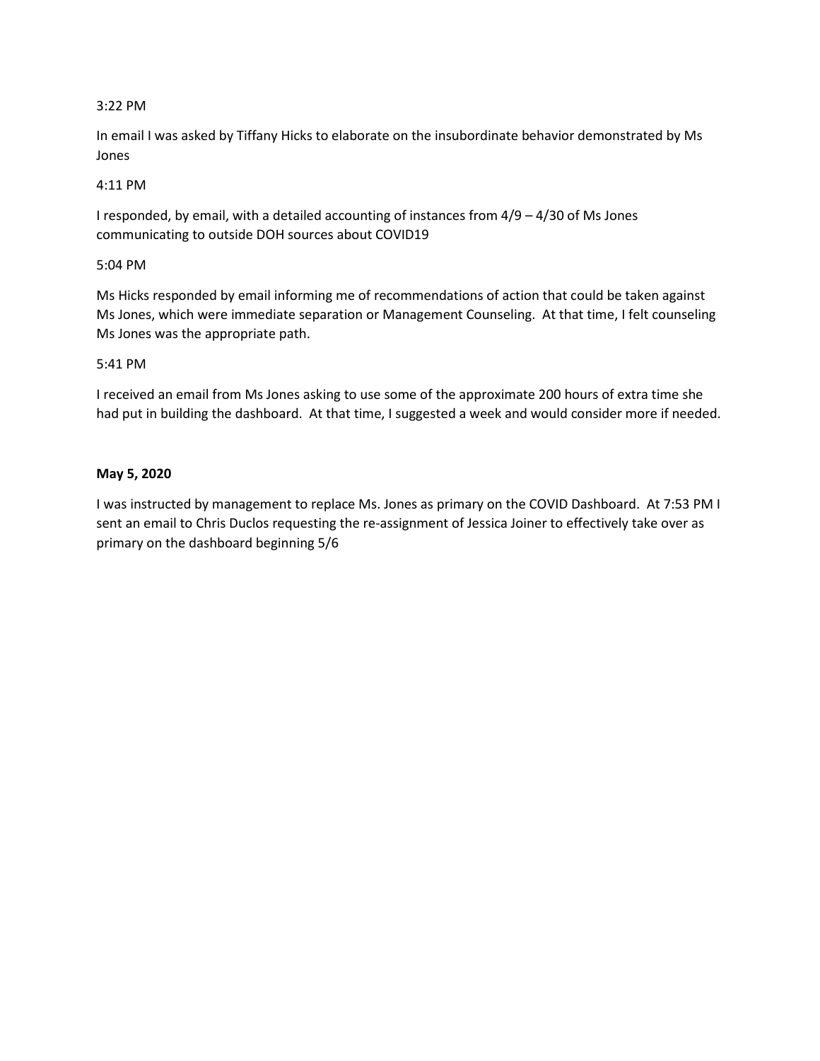3:22 PM

In email I was asked by Tiffany Hicks to elaborate on the insubordinate behavior demonstrated by Ms Jones

4:11 PM

I responded, by email, with a detailed accounting of instances from 4/9 – 4/30 of Ms Jones communicating to outside DOH sources about COVID19

5:04 PM

Ms Hicks responded by email informing me of recommendations of action that could be taken against Ms Jones, which were immediate separation or Management Counseling. At that time, I felt counseling Ms Jones was the appropriate path.

5:41 PM

I received an email from Ms Jones asking to use some of the approximate 200 hours of extra time she had put in building the dashboard. At that time, I suggested a week and would consider more if needed.

**May 5, 2020**

I was instructed by management to replace Ms. Jones as primary on the COVID Dashboard. At 7:53 PM I sent an email to Chris Duclos requesting the re-assignment of Jessica Joiner to effectively take over as primary on the dashboard beginning 5/6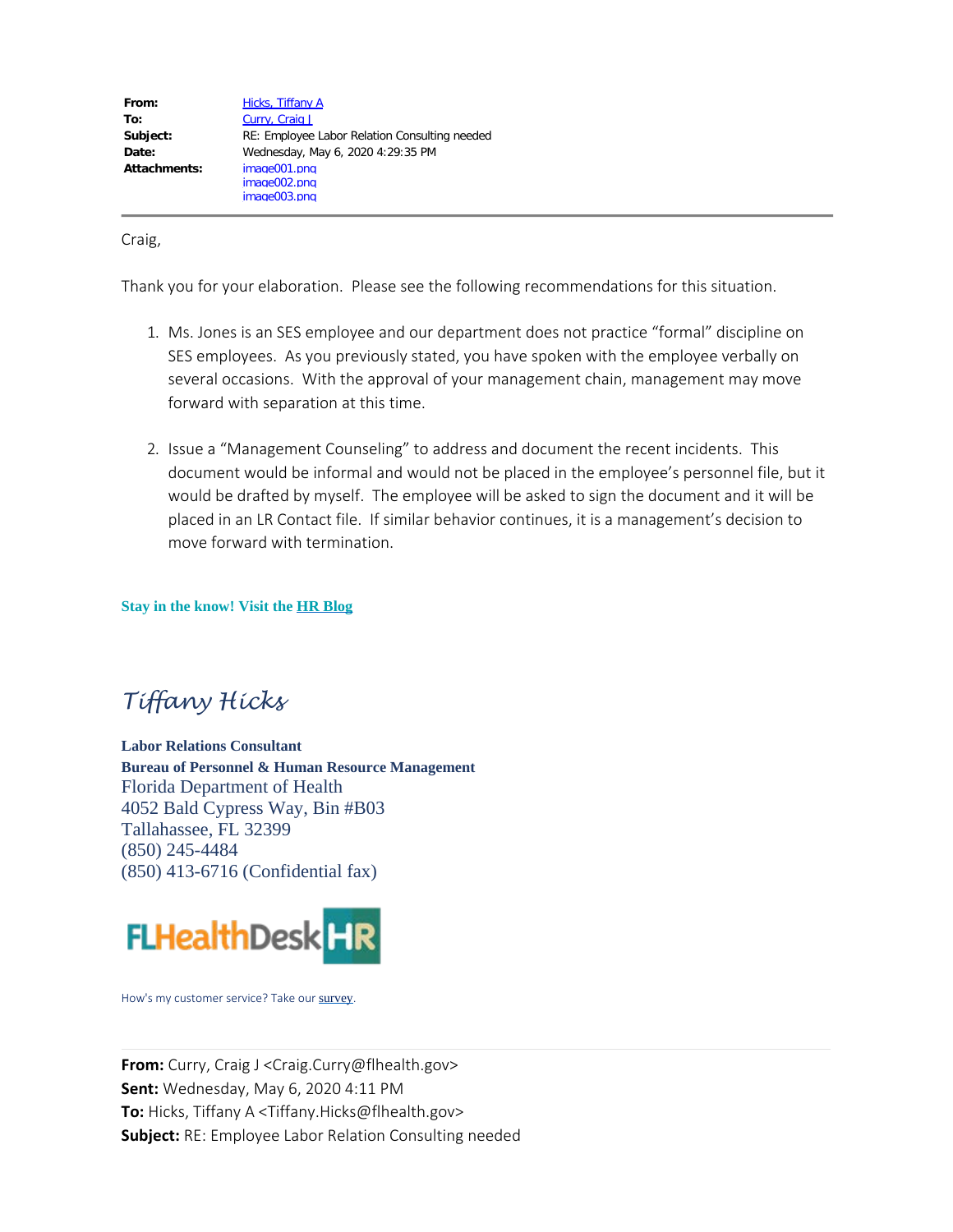| | |
|---|---|
| **From:** | Hicks, Tiffany A |
| **To:** | Curry, Craig J |
| **Subject:** | RE: Employee Labor Relation Consulting needed |
| **Date:** | Wednesday, May 6, 2020 4:29:35 PM |
| **Attachments:** | image001.png<br>image002.png<br>image003.png |

---

Craig,

Thank you for your elaboration. Please see the following recommendations for this situation.

1. Ms. Jones is an SES employee and our department does not practice "formal" discipline on SES employees. As you previously stated, you have spoken with the employee verbally on several occasions. With the approval of your management chain, management may move forward with separation at this time.

2. Issue a "Management Counseling" to address and document the recent incidents. This document would be informal and would not be placed in the employee's personnel file, but it would be drafted by myself. The employee will be asked to sign the document and it will be placed in an LR Contact file. If similar behavior continues, it is a management's decision to move forward with termination.

**Stay in the know! Visit the HR Blog**

*Tiffany Hicks*

**Labor Relations Consultant**
**Bureau of Personnel & Human Resource Management**
Florida Department of Health
4052 Bald Cypress Way, Bin #B03
Tallahassee, FL 32399
(850) 245-4484
(850) 413-6716 (Confidential fax)

FLHealthDesk HR

How's my customer service? Take our survey.

---

**From:** Curry, Craig J <Craig.Curry@flhealth.gov>
**Sent:** Wednesday, May 6, 2020 4:11 PM
**To:** Hicks, Tiffany A <Tiffany.Hicks@flhealth.gov>
**Subject:** RE: Employee Labor Relation Consulting needed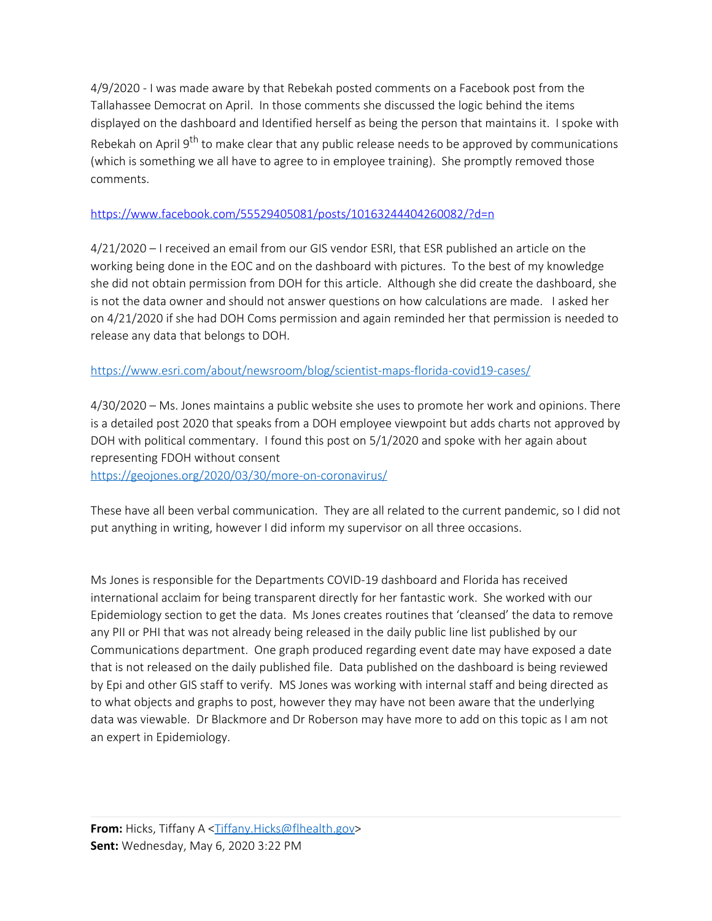4/9/2020 - I was made aware by that Rebekah posted comments on a Facebook post from the Tallahassee Democrat on April. In those comments she discussed the logic behind the items displayed on the dashboard and Identified herself as being the person that maintains it. I spoke with Rebekah on April 9th to make clear that any public release needs to be approved by communications (which is something we all have to agree to in employee training). She promptly removed those comments.

https://www.facebook.com/55529405081/posts/10163244404260082/?d=n

4/21/2020 – I received an email from our GIS vendor ESRI, that ESR published an article on the working being done in the EOC and on the dashboard with pictures. To the best of my knowledge she did not obtain permission from DOH for this article. Although she did create the dashboard, she is not the data owner and should not answer questions on how calculations are made. I asked her on 4/21/2020 if she had DOH Coms permission and again reminded her that permission is needed to release any data that belongs to DOH.

https://www.esri.com/about/newsroom/blog/scientist-maps-florida-covid19-cases/

4/30/2020 – Ms. Jones maintains a public website she uses to promote her work and opinions. There is a detailed post 2020 that speaks from a DOH employee viewpoint but adds charts not approved by DOH with political commentary. I found this post on 5/1/2020 and spoke with her again about representing FDOH without consent
https://geojones.org/2020/03/30/more-on-coronavirus/

These have all been verbal communication. They are all related to the current pandemic, so I did not put anything in writing, however I did inform my supervisor on all three occasions.

Ms Jones is responsible for the Departments COVID-19 dashboard and Florida has received international acclaim for being transparent directly for her fantastic work. She worked with our Epidemiology section to get the data. Ms Jones creates routines that 'cleansed' the data to remove any PII or PHI that was not already being released in the daily public line list published by our Communications department. One graph produced regarding event date may have exposed a date that is not released on the daily published file. Data published on the dashboard is being reviewed by Epi and other GIS staff to verify. MS Jones was working with internal staff and being directed as to what objects and graphs to post, however they may have not been aware that the underlying data was viewable. Dr Blackmore and Dr Roberson may have more to add on this topic as I am not an expert in Epidemiology.

---

**From:** Hicks, Tiffany A <Tiffany.Hicks@flhealth.gov>
**Sent:** Wednesday, May 6, 2020 3:22 PM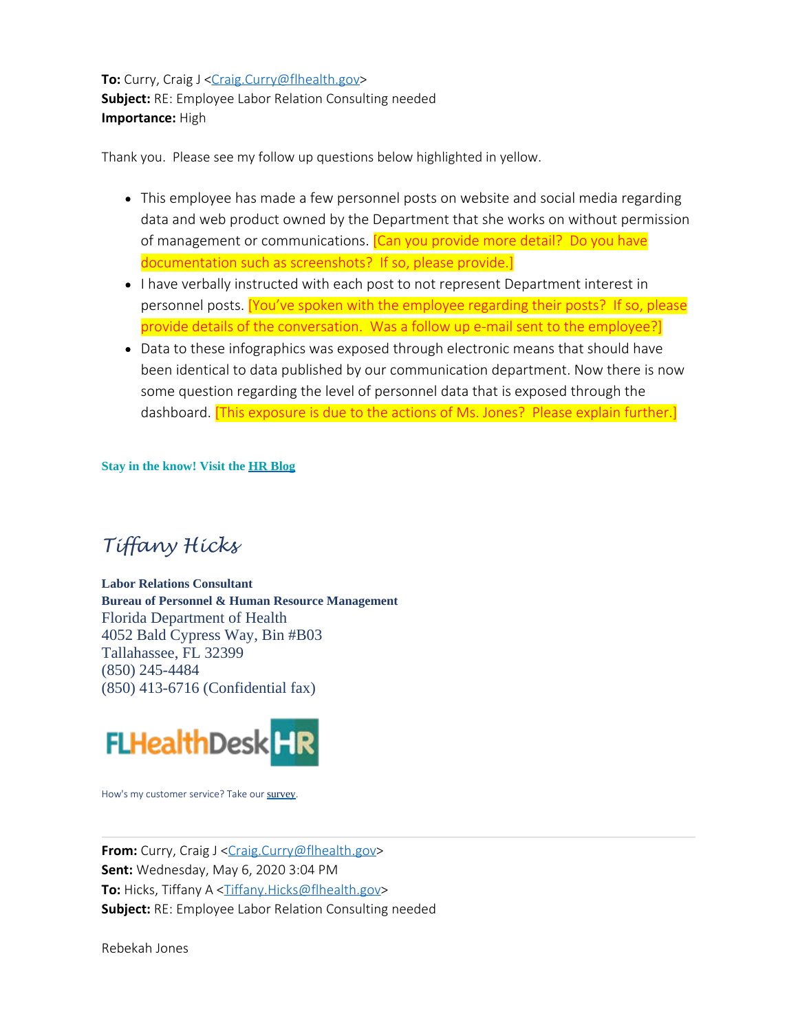**To:** Curry, Craig J <Craig.Curry@flhealth.gov>
**Subject:** RE: Employee Labor Relation Consulting needed
**Importance:** High

Thank you. Please see my follow up questions below highlighted in yellow.

- This employee has made a few personnel posts on website and social media regarding data and web product owned by the Department that she works on without permission of management or communications. [Can you provide more detail? Do you have documentation such as screenshots? If so, please provide.]
- I have verbally instructed with each post to not represent Department interest in personnel posts. [You've spoken with the employee regarding their posts? If so, please provide details of the conversation. Was a follow up e-mail sent to the employee?]
- Data to these infographics was exposed through electronic means that should have been identical to data published by our communication department. Now there is now some question regarding the level of personnel data that is exposed through the dashboard. [This exposure is due to the actions of Ms. Jones? Please explain further.]

**Stay in the know! Visit the HR Blog**

*Tiffany Hicks*

**Labor Relations Consultant**
**Bureau of Personnel & Human Resource Management**
Florida Department of Health
4052 Bald Cypress Way, Bin #B03
Tallahassee, FL 32399
(850) 245-4484
(850) 413-6716 (Confidential fax)

FLHealthDesk HR

How's my customer service? Take our survey.

---

**From:** Curry, Craig J <Craig.Curry@flhealth.gov>
**Sent:** Wednesday, May 6, 2020 3:04 PM
**To:** Hicks, Tiffany A <Tiffany.Hicks@flhealth.gov>
**Subject:** RE: Employee Labor Relation Consulting needed

Rebekah Jones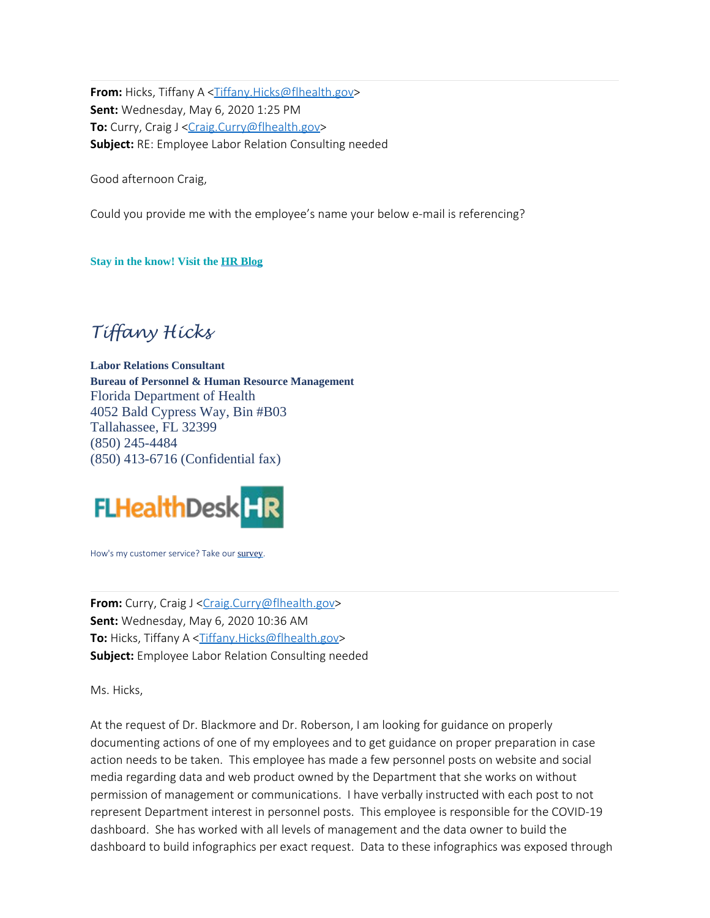**From:** Hicks, Tiffany A <Tiffany.Hicks@flhealth.gov>
**Sent:** Wednesday, May 6, 2020 1:25 PM
**To:** Curry, Craig J <Craig.Curry@flhealth.gov>
**Subject:** RE: Employee Labor Relation Consulting needed

Good afternoon Craig,

Could you provide me with the employee's name your below e-mail is referencing?

**Stay in the know! Visit the HR Blog**

*Tiffany Hicks*

**Labor Relations Consultant**
**Bureau of Personnel & Human Resource Management**
Florida Department of Health
4052 Bald Cypress Way, Bin #B03
Tallahassee, FL 32399
(850) 245-4484
(850) 413-6716 (Confidential fax)

FLHealthDesk HR

How's my customer service? Take our survey.

---

**From:** Curry, Craig J <Craig.Curry@flhealth.gov>
**Sent:** Wednesday, May 6, 2020 10:36 AM
**To:** Hicks, Tiffany A <Tiffany.Hicks@flhealth.gov>
**Subject:** Employee Labor Relation Consulting needed

Ms. Hicks,

At the request of Dr. Blackmore and Dr. Roberson, I am looking for guidance on properly documenting actions of one of my employees and to get guidance on proper preparation in case action needs to be taken. This employee has made a few personnel posts on website and social media regarding data and web product owned by the Department that she works on without permission of management or communications. I have verbally instructed with each post to not represent Department interest in personnel posts. This employee is responsible for the COVID-19 dashboard. She has worked with all levels of management and the data owner to build the dashboard to build infographics per exact request. Data to these infographics was exposed through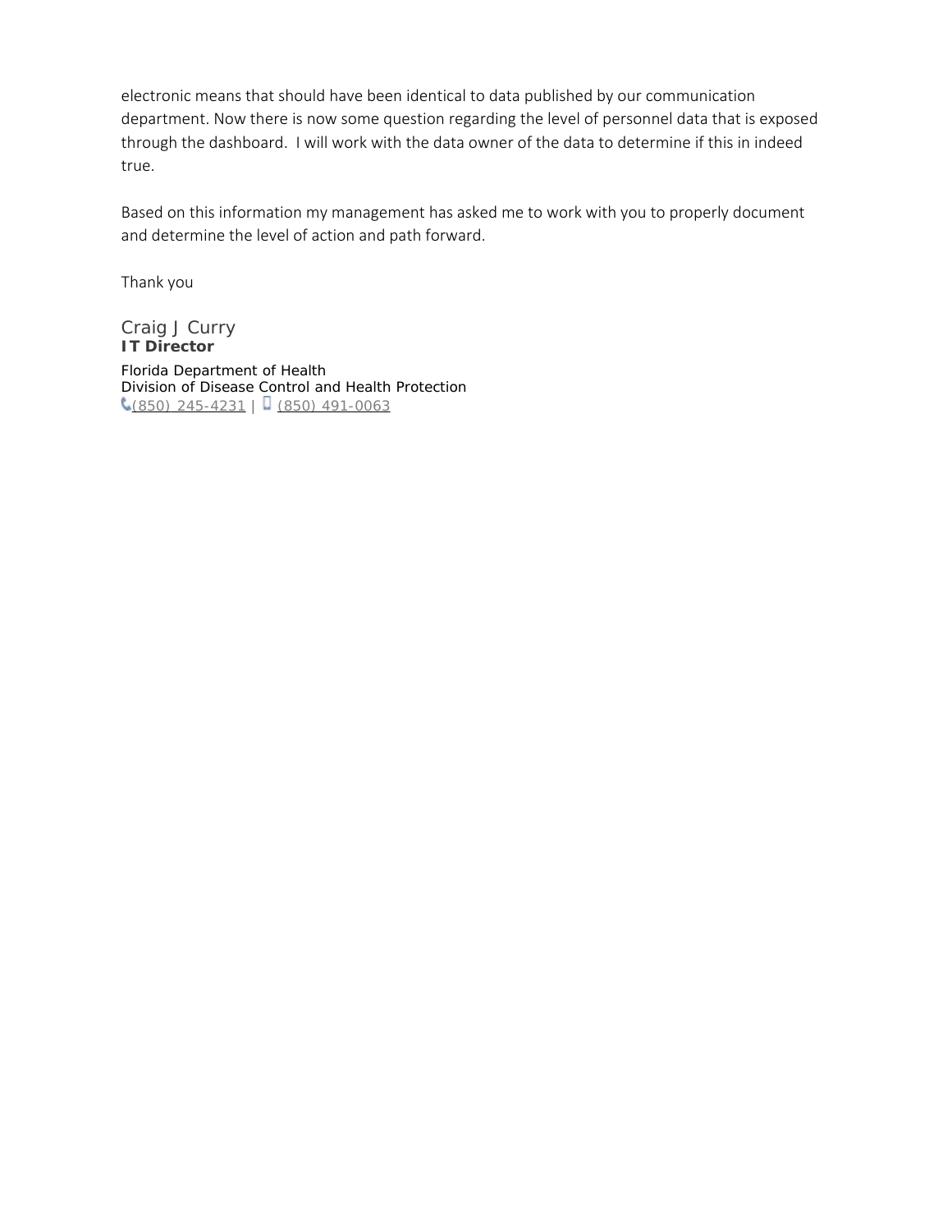electronic means that should have been identical to data published by our communication department. Now there is now some question regarding the level of personnel data that is exposed through the dashboard.  I will work with the data owner of the data to determine if this in indeed true.

Based on this information my management has asked me to work with you to properly document and determine the level of action and path forward.

Thank you

Craig J Curry
**IT Director**
Florida Department of Health
Division of Disease Control and Health Protection
(850) 245-4231 | (850) 491-0063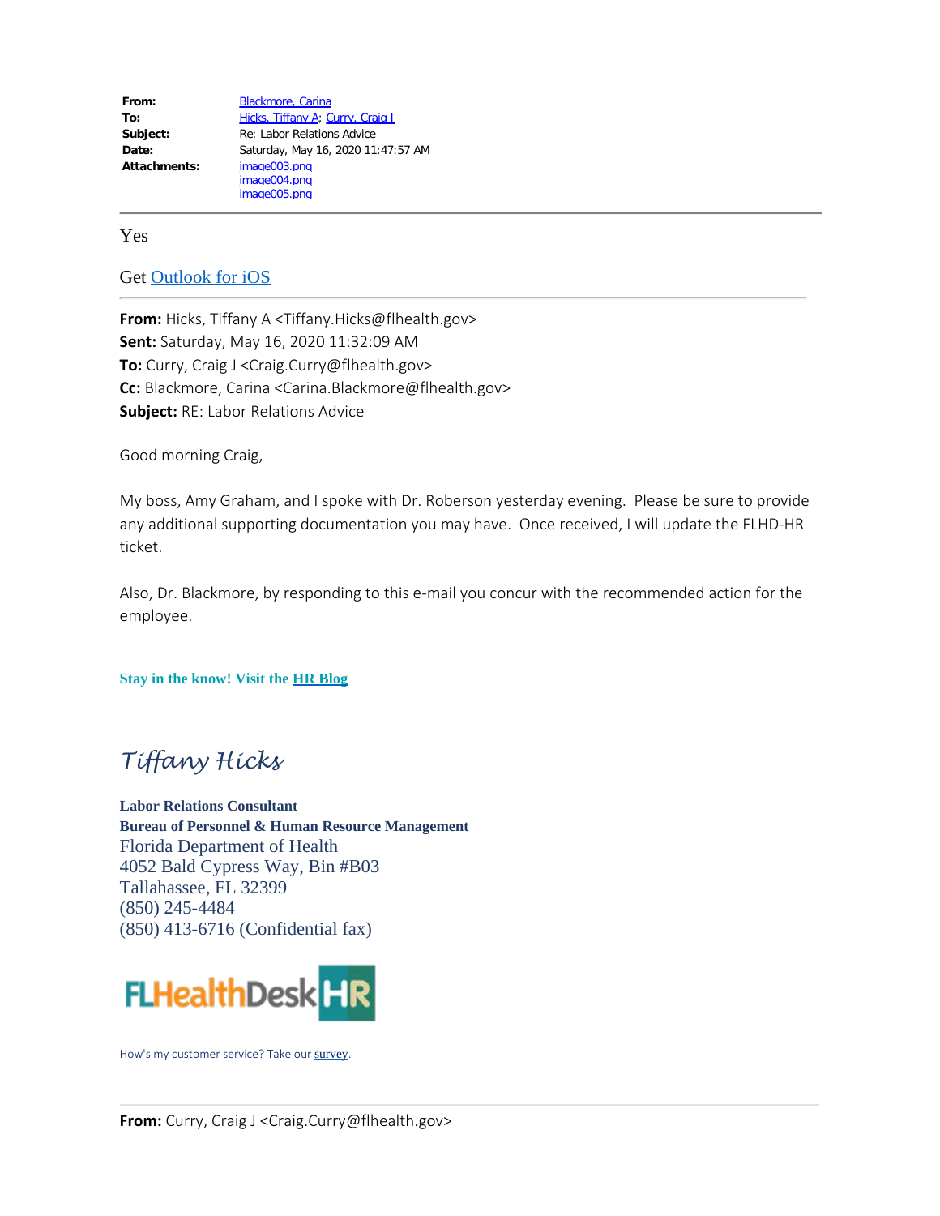| | |
|---|---|
| **From:** | Blackmore, Carina |
| **To:** | Hicks, Tiffany A; Curry, Craig J |
| **Subject:** | Re: Labor Relations Advice |
| **Date:** | Saturday, May 16, 2020 11:47:57 AM |
| **Attachments:** | image003.png<br>image004.png<br>image005.png |

---

Yes

Get Outlook for iOS

---

**From:** Hicks, Tiffany A <Tiffany.Hicks@flhealth.gov>
**Sent:** Saturday, May 16, 2020 11:32:09 AM
**To:** Curry, Craig J <Craig.Curry@flhealth.gov>
**Cc:** Blackmore, Carina <Carina.Blackmore@flhealth.gov>
**Subject:** RE: Labor Relations Advice

Good morning Craig,

My boss, Amy Graham, and I spoke with Dr. Roberson yesterday evening. Please be sure to provide any additional supporting documentation you may have. Once received, I will update the FLHD-HR ticket.

Also, Dr. Blackmore, by responding to this e-mail you concur with the recommended action for the employee.

**Stay in the know! Visit the HR Blog**

*Tiffany Hicks*

**Labor Relations Consultant**
**Bureau of Personnel & Human Resource Management**
Florida Department of Health
4052 Bald Cypress Way, Bin #B03
Tallahassee, FL 32399
(850) 245-4484
(850) 413-6716 (Confidential fax)

FLHealthDesk HR

How's my customer service? Take our survey.

---

**From:** Curry, Craig J <Craig.Curry@flhealth.gov>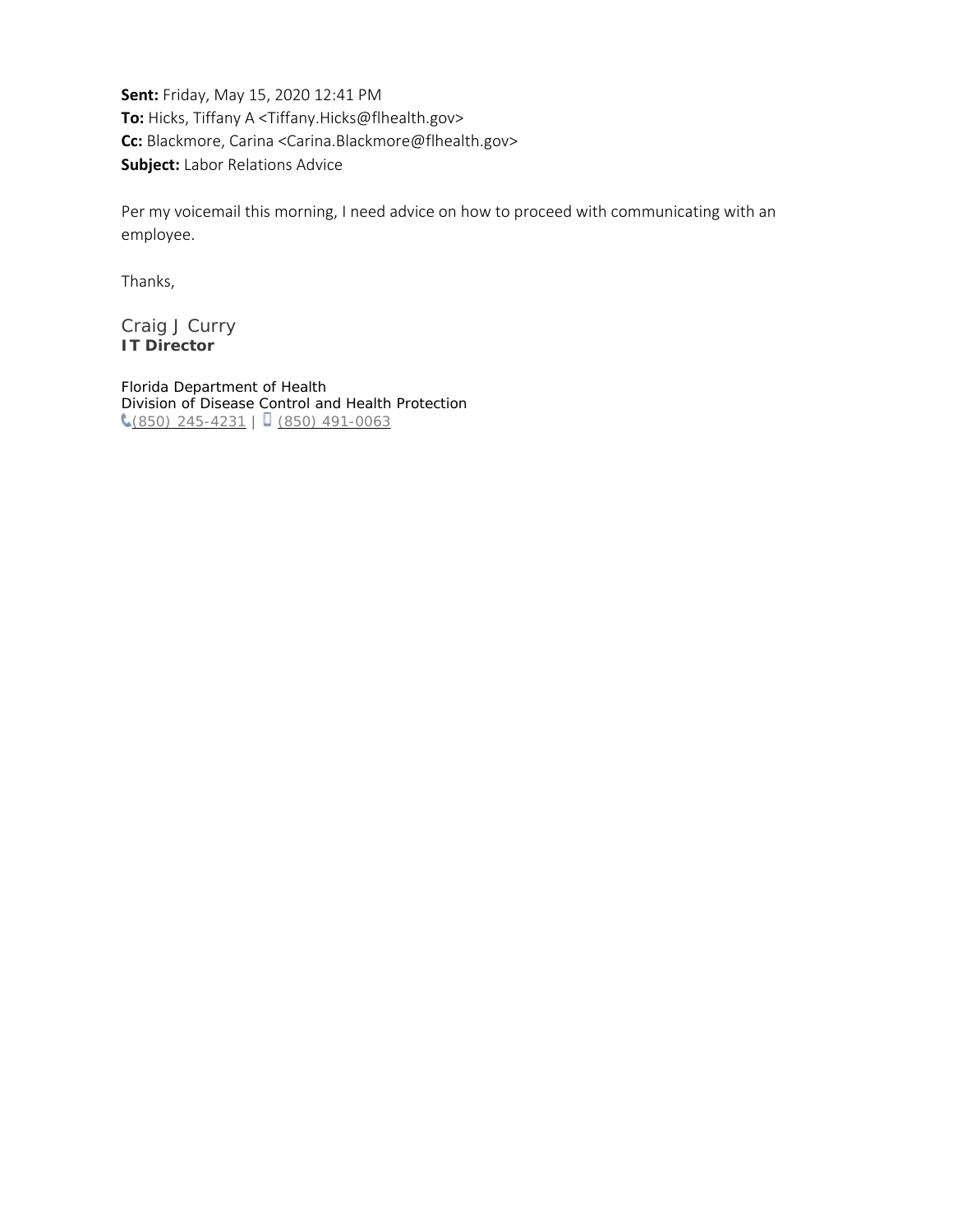**Sent:** Friday, May 15, 2020 12:41 PM
**To:** Hicks, Tiffany A <Tiffany.Hicks@flhealth.gov>
**Cc:** Blackmore, Carina <Carina.Blackmore@flhealth.gov>
**Subject:** Labor Relations Advice

Per my voicemail this morning, I need advice on how to proceed with communicating with an employee.

Thanks,

Craig J Curry
**IT Director**

Florida Department of Health
Division of Disease Control and Health Protection
(850) 245-4231 | (850) 491-0063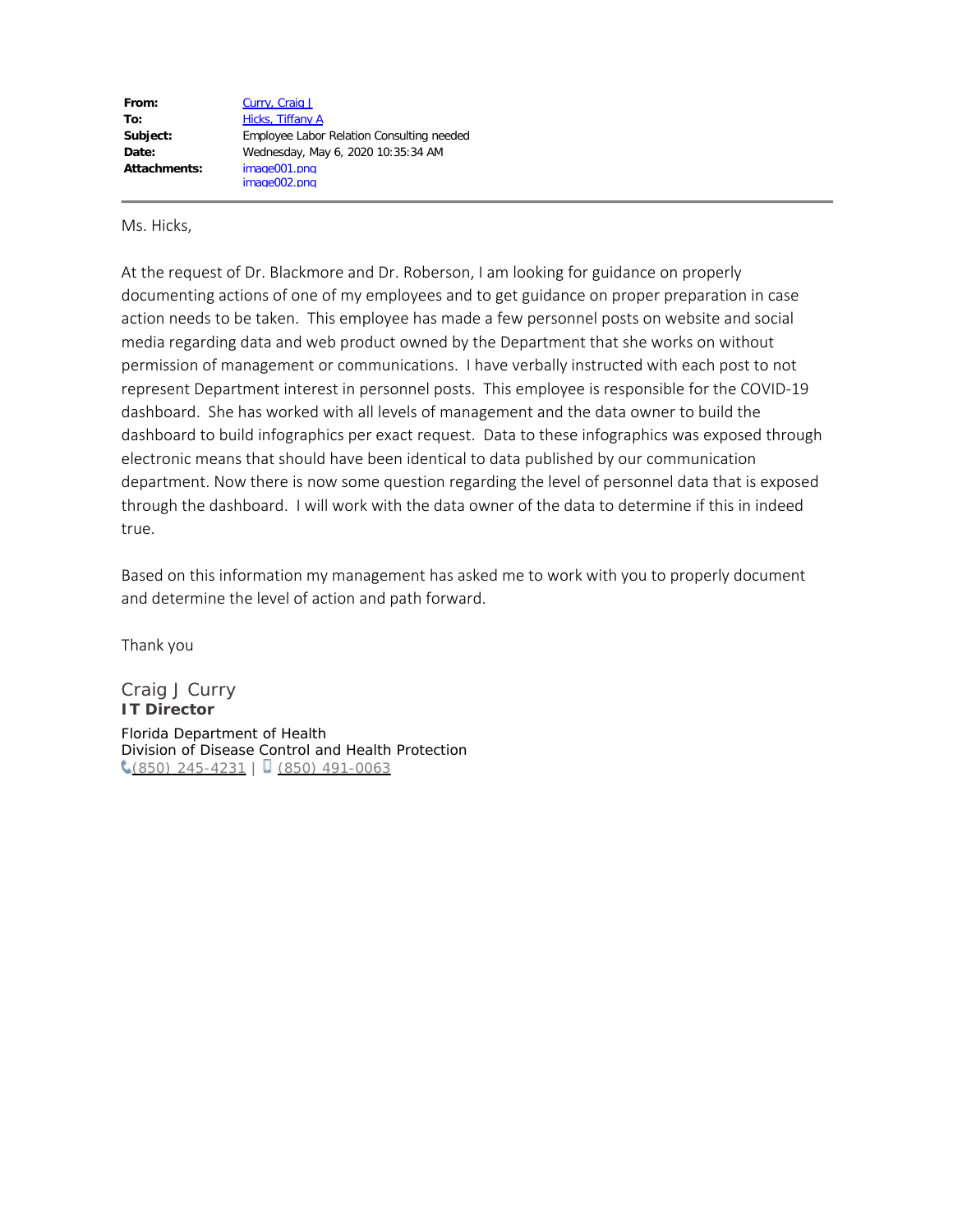| | |
|---|---|
| **From:** | Curry, Craig J |
| **To:** | Hicks, Tiffany A |
| **Subject:** | Employee Labor Relation Consulting needed |
| **Date:** | Wednesday, May 6, 2020 10:35:34 AM |
| **Attachments:** | image001.png<br>image002.png |

---

Ms. Hicks,

At the request of Dr. Blackmore and Dr. Roberson, I am looking for guidance on properly documenting actions of one of my employees and to get guidance on proper preparation in case action needs to be taken. This employee has made a few personnel posts on website and social media regarding data and web product owned by the Department that she works on without permission of management or communications. I have verbally instructed with each post to not represent Department interest in personnel posts. This employee is responsible for the COVID-19 dashboard. She has worked with all levels of management and the data owner to build the dashboard to build infographics per exact request. Data to these infographics was exposed through electronic means that should have been identical to data published by our communication department. Now there is now some question regarding the level of personnel data that is exposed through the dashboard. I will work with the data owner of the data to determine if this in indeed true.

Based on this information my management has asked me to work with you to properly document and determine the level of action and path forward.

Thank you

Craig J Curry
**IT Director**
Florida Department of Health
Division of Disease Control and Health Protection
(850) 245-4231 | (850) 491-0063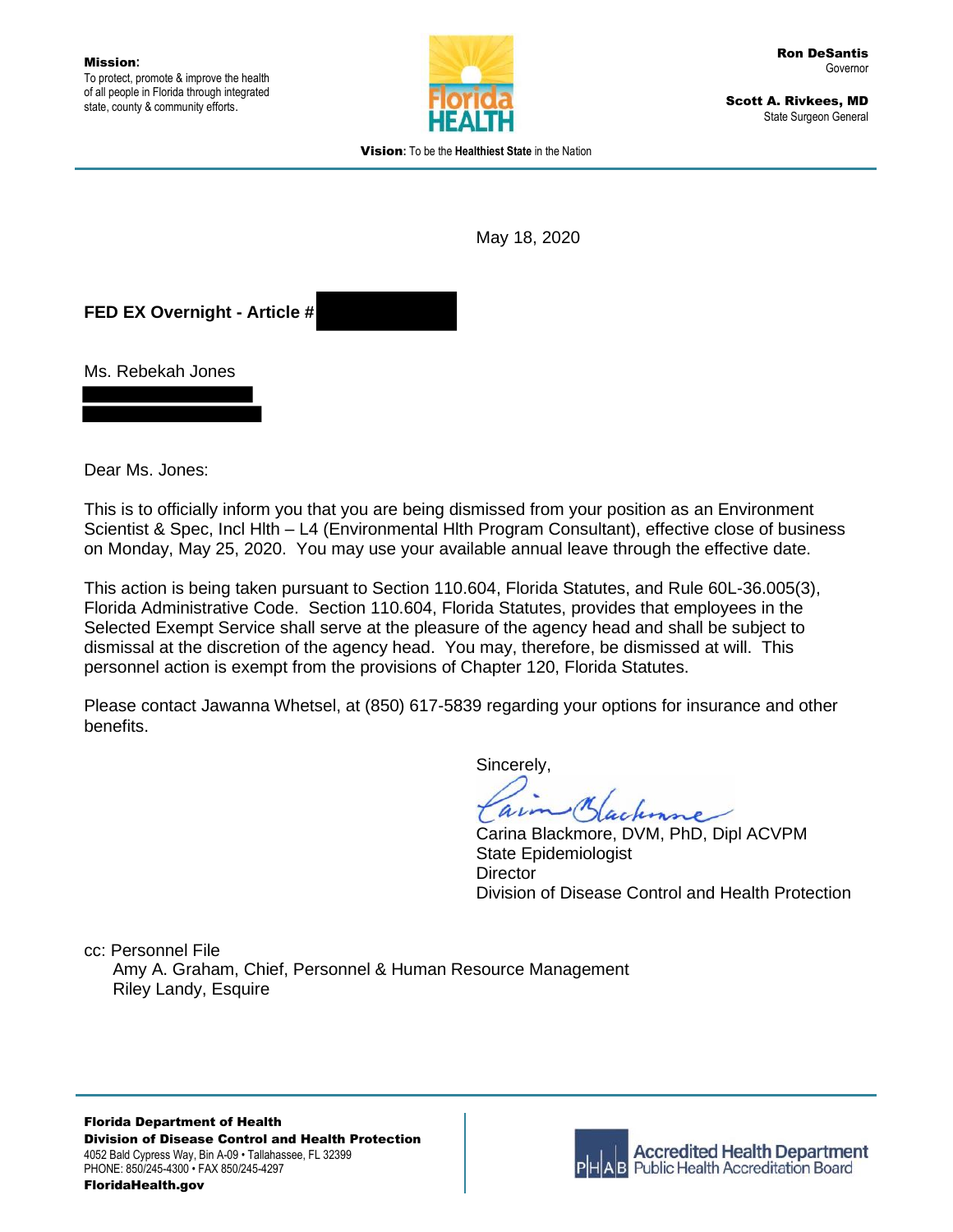**Mission:**
To protect, promote & improve the health of all people in Florida through integrated state, county & community efforts.

**Ron DeSantis**
Governor

**Scott A. Rivkees, MD**
State Surgeon General

**Vision:** To be the **Healthiest State** in the Nation

May 18, 2020

**FED EX Overnight - Article #**

Ms. Rebekah Jones

Dear Ms. Jones:

This is to officially inform you that you are being dismissed from your position as an Environment Scientist & Spec, Incl Hlth – L4 (Environmental Hlth Program Consultant), effective close of business on Monday, May 25, 2020. You may use your available annual leave through the effective date.

This action is being taken pursuant to Section 110.604, Florida Statutes, and Rule 60L-36.005(3), Florida Administrative Code. Section 110.604, Florida Statutes, provides that employees in the Selected Exempt Service shall serve at the pleasure of the agency head and shall be subject to dismissal at the discretion of the agency head. You may, therefore, be dismissed at will. This personnel action is exempt from the provisions of Chapter 120, Florida Statutes.

Please contact Jawanna Whetsel, at (850) 617-5839 regarding your options for insurance and other benefits.

Sincerely,

Carina Blackmore, DVM, PhD, Dipl ACVPM
State Epidemiologist
Director
Division of Disease Control and Health Protection

cc: Personnel File
Amy A. Graham, Chief, Personnel & Human Resource Management
Riley Landy, Esquire

**Florida Department of Health**
**Division of Disease Control and Health Protection**
4052 Bald Cypress Way, Bin A-09 • Tallahassee, FL 32399
PHONE: 850/245-4300 • FAX 850/245-4297
**FloridaHealth.gov**

Accredited Health Department
Public Health Accreditation Board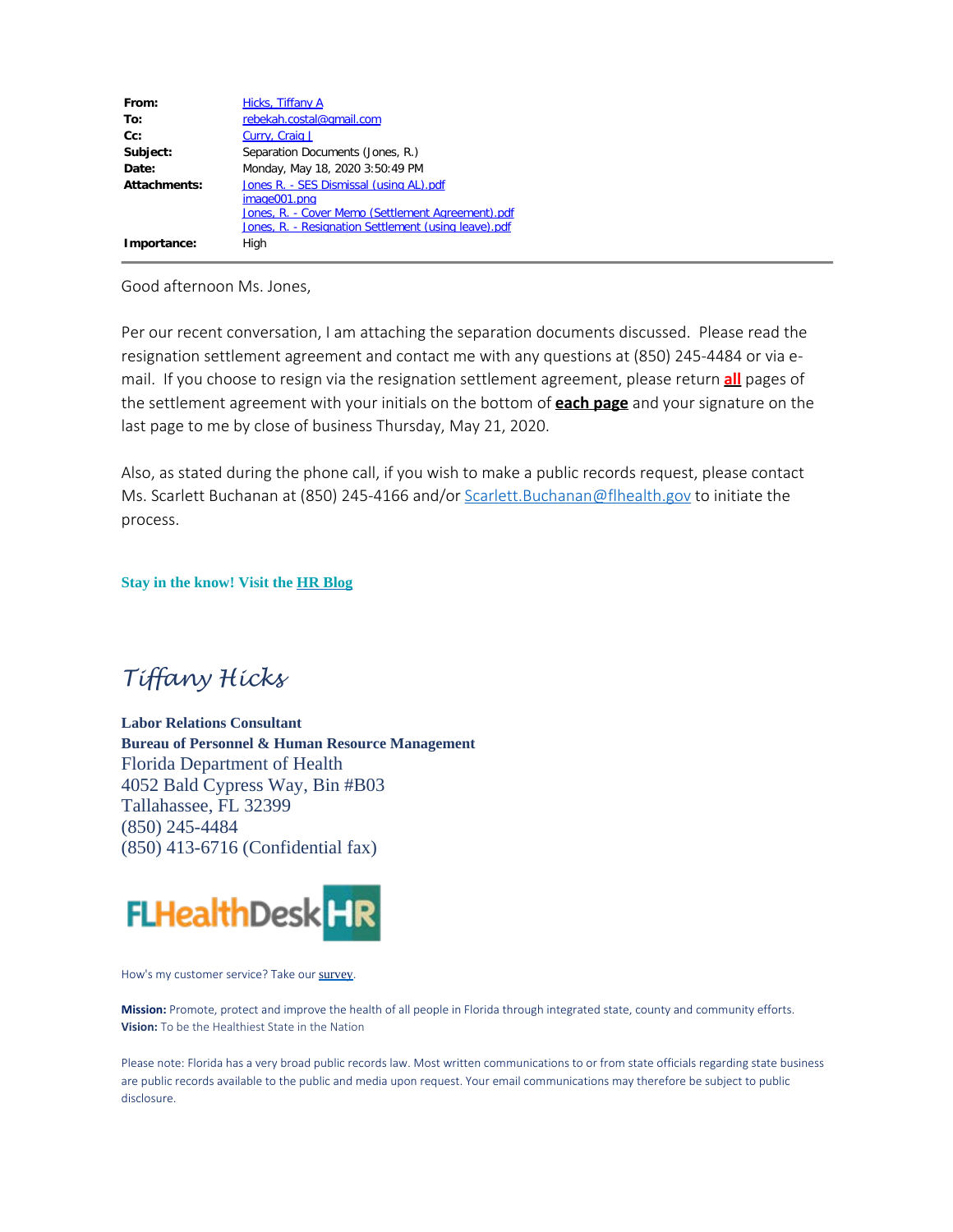| | |
|---|---|
| **From:** | Hicks, Tiffany A |
| **To:** | rebekah.costal@gmail.com |
| **Cc:** | Curry, Craig J |
| **Subject:** | Separation Documents (Jones, R.) |
| **Date:** | Monday, May 18, 2020 3:50:49 PM |
| **Attachments:** | Jones R. - SES Dismissal (using AL).pdf<br>image001.png<br>Jones, R. - Cover Memo (Settlement Agreement).pdf<br>Jones, R. - Resignation Settlement (using leave).pdf |
| **Importance:** | High |

---

Good afternoon Ms. Jones,

Per our recent conversation, I am attaching the separation documents discussed. Please read the resignation settlement agreement and contact me with any questions at (850) 245-4484 or via e-mail. If you choose to resign via the resignation settlement agreement, please return **all** pages of the settlement agreement with your initials on the bottom of **each page** and your signature on the last page to me by close of business Thursday, May 21, 2020.

Also, as stated during the phone call, if you wish to make a public records request, please contact Ms. Scarlett Buchanan at (850) 245-4166 and/or Scarlett.Buchanan@flhealth.gov to initiate the process.

**Stay in the know! Visit the HR Blog**

*Tiffany Hicks*

**Labor Relations Consultant**
**Bureau of Personnel & Human Resource Management**
Florida Department of Health
4052 Bald Cypress Way, Bin #B03
Tallahassee, FL 32399
(850) 245-4484
(850) 413-6716 (Confidential fax)

FLHealthDesk HR

How's my customer service? Take our survey.

**Mission:** Promote, protect and improve the health of all people in Florida through integrated state, county and community efforts.
**Vision:** To be the Healthiest State in the Nation

Please note: Florida has a very broad public records law. Most written communications to or from state officials regarding state business are public records available to the public and media upon request. Your email communications may therefore be subject to public disclosure.